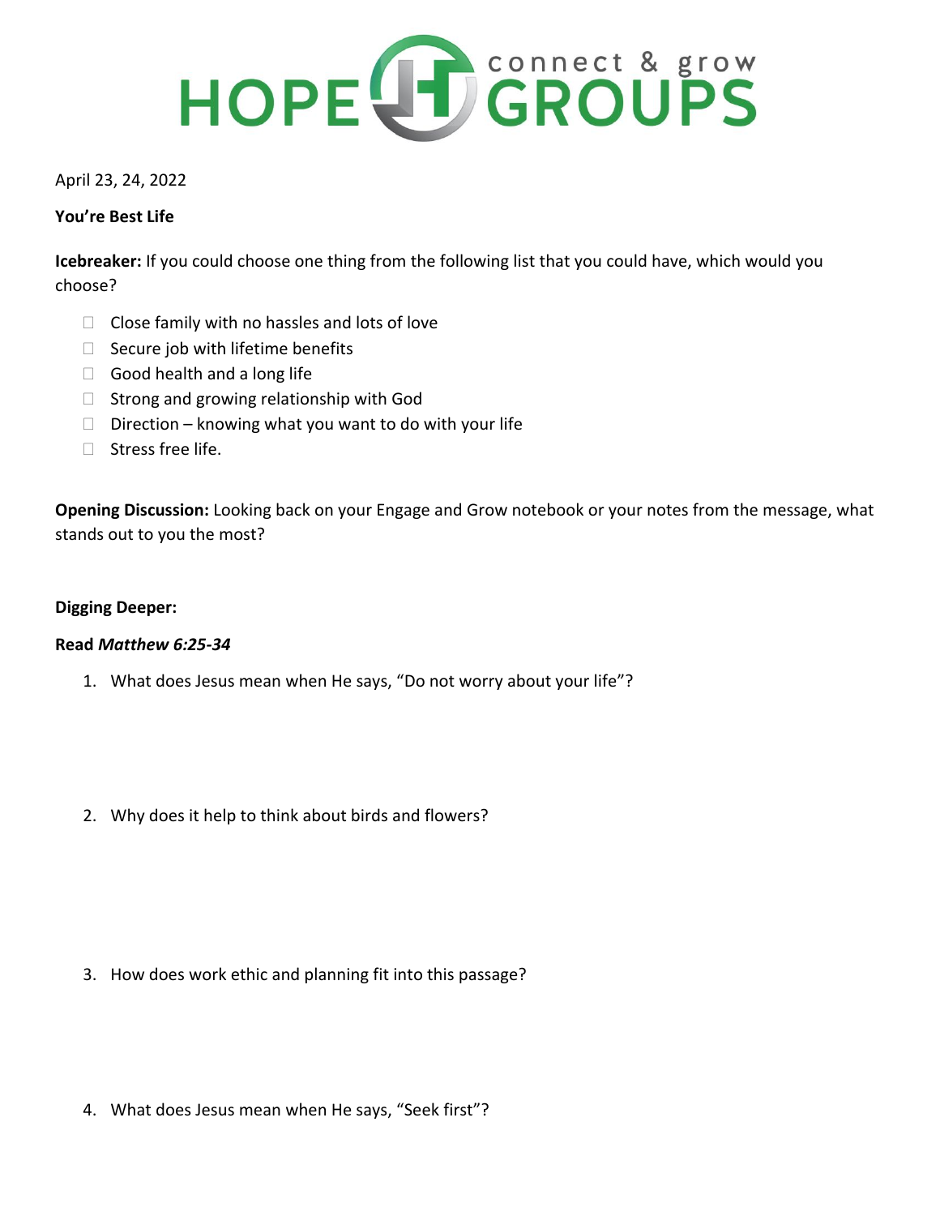HOPE GROUPS connect & grow

April 23, 24, 2022

**You're Best Life**

**Icebreaker:** If you could choose one thing from the following list that you could have, which would you choose?

- Close family with no hassles and lots of love
- Secure job with lifetime benefits
- Good health and a long life
- Strong and growing relationship with God
- Direction – knowing what you want to do with your life
- Stress free life.

**Opening Discussion:** Looking back on your Engage and Grow notebook or your notes from the message, what stands out to you the most?

**Digging Deeper:**

**Read *Matthew 6:25-34***

1. What does Jesus mean when He says, "Do not worry about your life"?

2. Why does it help to think about birds and flowers?

3. How does work ethic and planning fit into this passage?

4. What does Jesus mean when He says, "Seek first"?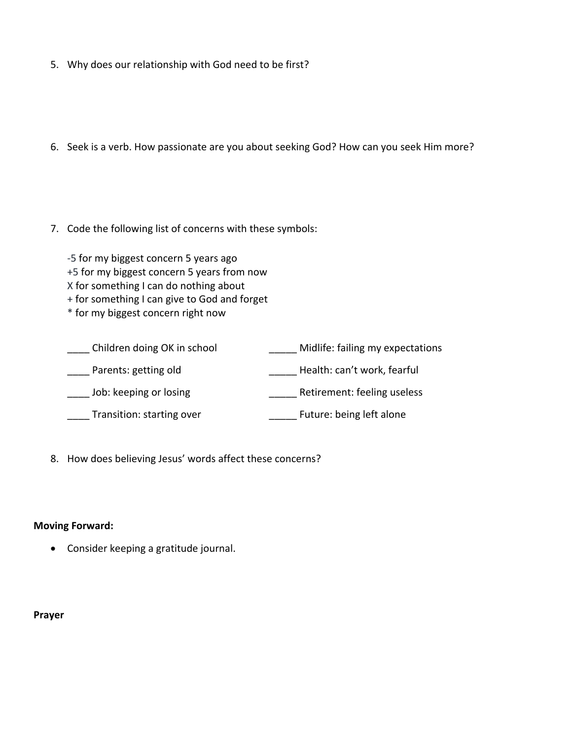5. Why does our relationship with God need to be first?

6. Seek is a verb. How passionate are you about seeking God? How can you seek Him more?

7. Code the following list of concerns with these symbols:

   -5 for my biggest concern 5 years ago
   +5 for my biggest concern 5 years from now
   X for something I can do nothing about
   + for something I can give to God and forget
   * for my biggest concern right now

   ____ Children doing OK in school
   ____ Parents: getting old
   ____ Job: keeping or losing
   ____ Transition: starting over
   _____ Midlife: failing my expectations
   _____ Health: can't work, fearful
   _____ Retirement: feeling useless
   _____ Future: being left alone

8. How does believing Jesus' words affect these concerns?

**Moving Forward:**

- Consider keeping a gratitude journal.

**Prayer**